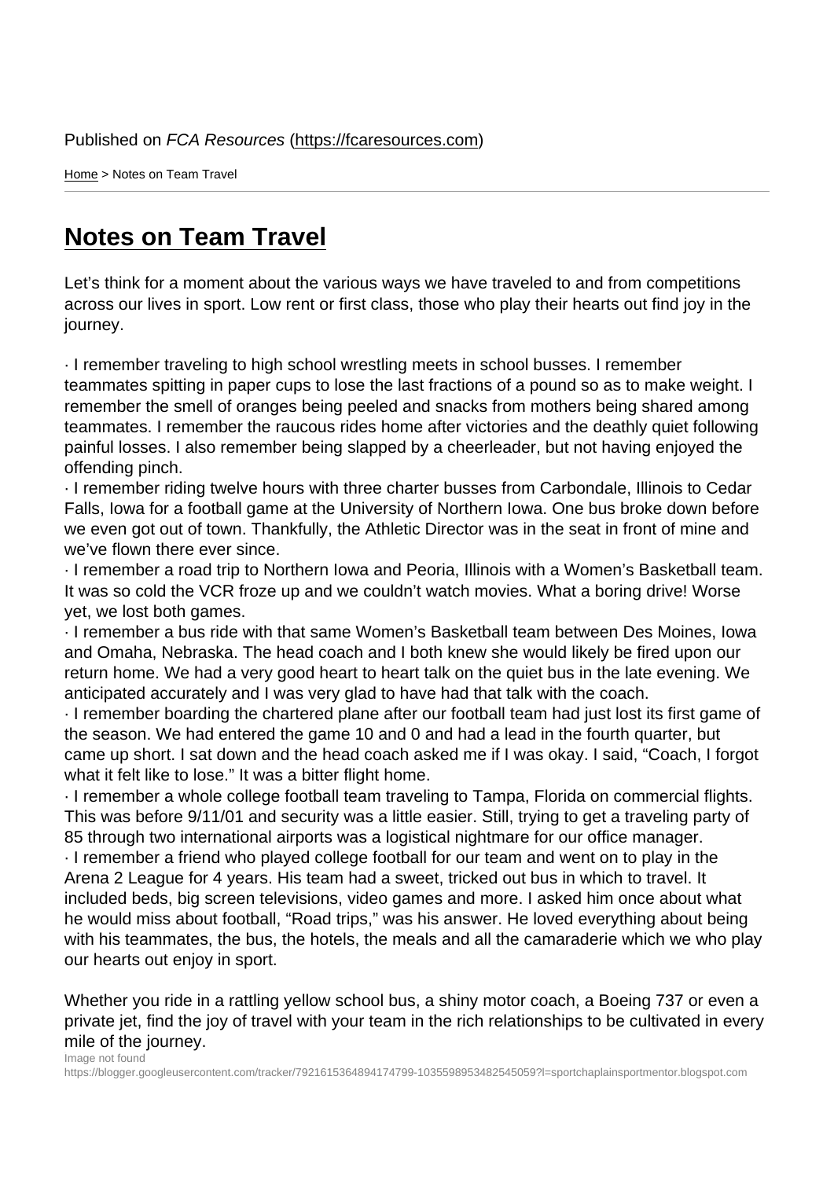Published on *FCA Resources* (https://fcaresources.com)

Home > Notes on Team Travel

# Notes on Team Travel

Let's think for a moment about the various ways we have traveled to and from competitions across our lives in sport. Low rent or first class, those who play their hearts out find joy in the journey.

· I remember traveling to high school wrestling meets in school busses. I remember teammates spitting in paper cups to lose the last fractions of a pound so as to make weight. I remember the smell of oranges being peeled and snacks from mothers being shared among teammates. I remember the raucous rides home after victories and the deathly quiet following painful losses. I also remember being slapped by a cheerleader, but not having enjoyed the offending pinch.
· I remember riding twelve hours with three charter busses from Carbondale, Illinois to Cedar Falls, Iowa for a football game at the University of Northern Iowa. One bus broke down before we even got out of town. Thankfully, the Athletic Director was in the seat in front of mine and we've flown there ever since.
· I remember a road trip to Northern Iowa and Peoria, Illinois with a Women's Basketball team. It was so cold the VCR froze up and we couldn't watch movies. What a boring drive! Worse yet, we lost both games.
· I remember a bus ride with that same Women's Basketball team between Des Moines, Iowa and Omaha, Nebraska. The head coach and I both knew she would likely be fired upon our return home. We had a very good heart to heart talk on the quiet bus in the late evening. We anticipated accurately and I was very glad to have had that talk with the coach.
· I remember boarding the chartered plane after our football team had just lost its first game of the season. We had entered the game 10 and 0 and had a lead in the fourth quarter, but came up short. I sat down and the head coach asked me if I was okay. I said, "Coach, I forgot what it felt like to lose." It was a bitter flight home.
· I remember a whole college football team traveling to Tampa, Florida on commercial flights. This was before 9/11/01 and security was a little easier. Still, trying to get a traveling party of 85 through two international airports was a logistical nightmare for our office manager.
· I remember a friend who played college football for our team and went on to play in the Arena 2 League for 4 years. His team had a sweet, tricked out bus in which to travel. It included beds, big screen televisions, video games and more. I asked him once about what he would miss about football, "Road trips," was his answer. He loved everything about being with his teammates, the bus, the hotels, the meals and all the camaraderie which we who play our hearts out enjoy in sport.

Whether you ride in a rattling yellow school bus, a shiny motor coach, a Boeing 737 or even a private jet, find the joy of travel with your team in the rich relationships to be cultivated in every mile of the journey.

Image not found
https://blogger.googleusercontent.com/tracker/7921615364894174799-1035598953482545059?l=sportchaplainsportmentor.blogspot.com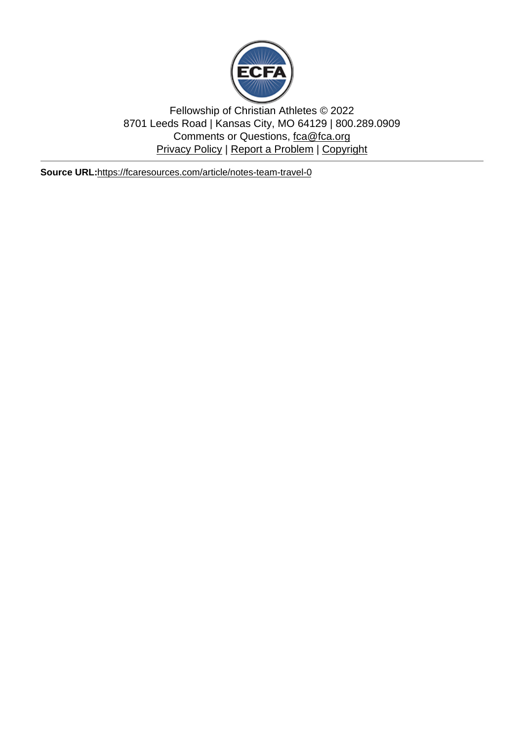Fellowship of Christian Athletes © 2022
8701 Leeds Road | Kansas City, MO 64129 | 800.289.0909
Comments or Questions, fca@fca.org
Privacy Policy | Report a Problem | Copyright

---

**Source URL:** https://fcaresources.com/article/notes-team-travel-0